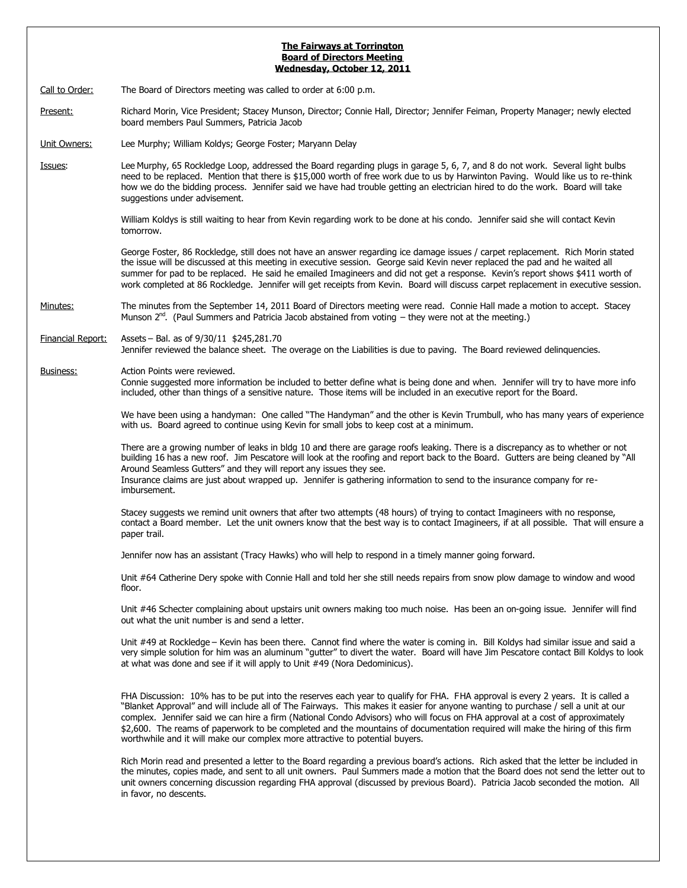**The Fairways at Torrington**
**Board of Directors Meeting**
**Wednesday, October 12, 2011**

Call to Order: The Board of Directors meeting was called to order at 6:00 p.m.

Present: Richard Morin, Vice President; Stacey Munson, Director; Connie Hall, Director; Jennifer Feiman, Property Manager; newly elected board members Paul Summers, Patricia Jacob

Unit Owners: Lee Murphy; William Koldys; George Foster; Maryann Delay

Issues: Lee Murphy, 65 Rockledge Loop, addressed the Board regarding plugs in garage 5, 6, 7, and 8 do not work. Several light bulbs need to be replaced. Mention that there is $15,000 worth of free work due to us by Harwinton Paving. Would like us to re-think how we do the bidding process. Jennifer said we have had trouble getting an electrician hired to do the work. Board will take suggestions under advisement.

William Koldys is still waiting to hear from Kevin regarding work to be done at his condo. Jennifer said she will contact Kevin tomorrow.

George Foster, 86 Rockledge, still does not have an answer regarding ice damage issues / carpet replacement. Rich Morin stated the issue will be discussed at this meeting in executive session. George said Kevin never replaced the pad and he waited all summer for pad to be replaced. He said he emailed Imagineers and did not get a response. Kevin's report shows $411 worth of work completed at 86 Rockledge. Jennifer will get receipts from Kevin. Board will discuss carpet replacement in executive session.

Minutes: The minutes from the September 14, 2011 Board of Directors meeting were read. Connie Hall made a motion to accept. Stacey Munson 2nd. (Paul Summers and Patricia Jacob abstained from voting – they were not at the meeting.)

Financial Report: Assets – Bal. as of 9/30/11 $245,281.70
Jennifer reviewed the balance sheet. The overage on the Liabilities is due to paving. The Board reviewed delinquencies.

Business: Action Points were reviewed.
Connie suggested more information be included to better define what is being done and when. Jennifer will try to have more info included, other than things of a sensitive nature. Those items will be included in an executive report for the Board.

We have been using a handyman: One called "The Handyman" and the other is Kevin Trumbull, who has many years of experience with us. Board agreed to continue using Kevin for small jobs to keep cost at a minimum.

There are a growing number of leaks in bldg 10 and there are garage roofs leaking. There is a discrepancy as to whether or not building 16 has a new roof. Jim Pescatore will look at the roofing and report back to the Board. Gutters are being cleaned by "All Around Seamless Gutters" and they will report any issues they see.
Insurance claims are just about wrapped up. Jennifer is gathering information to send to the insurance company for re-imbursement.

Stacey suggests we remind unit owners that after two attempts (48 hours) of trying to contact Imagineers with no response, contact a Board member. Let the unit owners know that the best way is to contact Imagineers, if at all possible. That will ensure a paper trail.

Jennifer now has an assistant (Tracy Hawks) who will help to respond in a timely manner going forward.

Unit #64 Catherine Dery spoke with Connie Hall and told her she still needs repairs from snow plow damage to window and wood floor.

Unit #46 Schecter complaining about upstairs unit owners making too much noise. Has been an on-going issue. Jennifer will find out what the unit number is and send a letter.

Unit #49 at Rockledge – Kevin has been there. Cannot find where the water is coming in. Bill Koldys had similar issue and said a very simple solution for him was an aluminum "gutter" to divert the water. Board will have Jim Pescatore contact Bill Koldys to look at what was done and see if it will apply to Unit #49 (Nora Dedominicus).

FHA Discussion: 10% has to be put into the reserves each year to qualify for FHA. FHA approval is every 2 years. It is called a "Blanket Approval" and will include all of The Fairways. This makes it easier for anyone wanting to purchase / sell a unit at our complex. Jennifer said we can hire a firm (National Condo Advisors) who will focus on FHA approval at a cost of approximately $2,600. The reams of paperwork to be completed and the mountains of documentation required will make the hiring of this firm worthwhile and it will make our complex more attractive to potential buyers.

Rich Morin read and presented a letter to the Board regarding a previous board's actions. Rich asked that the letter be included in the minutes, copies made, and sent to all unit owners. Paul Summers made a motion that the Board does not send the letter out to unit owners concerning discussion regarding FHA approval (discussed by previous Board). Patricia Jacob seconded the motion. All in favor, no descents.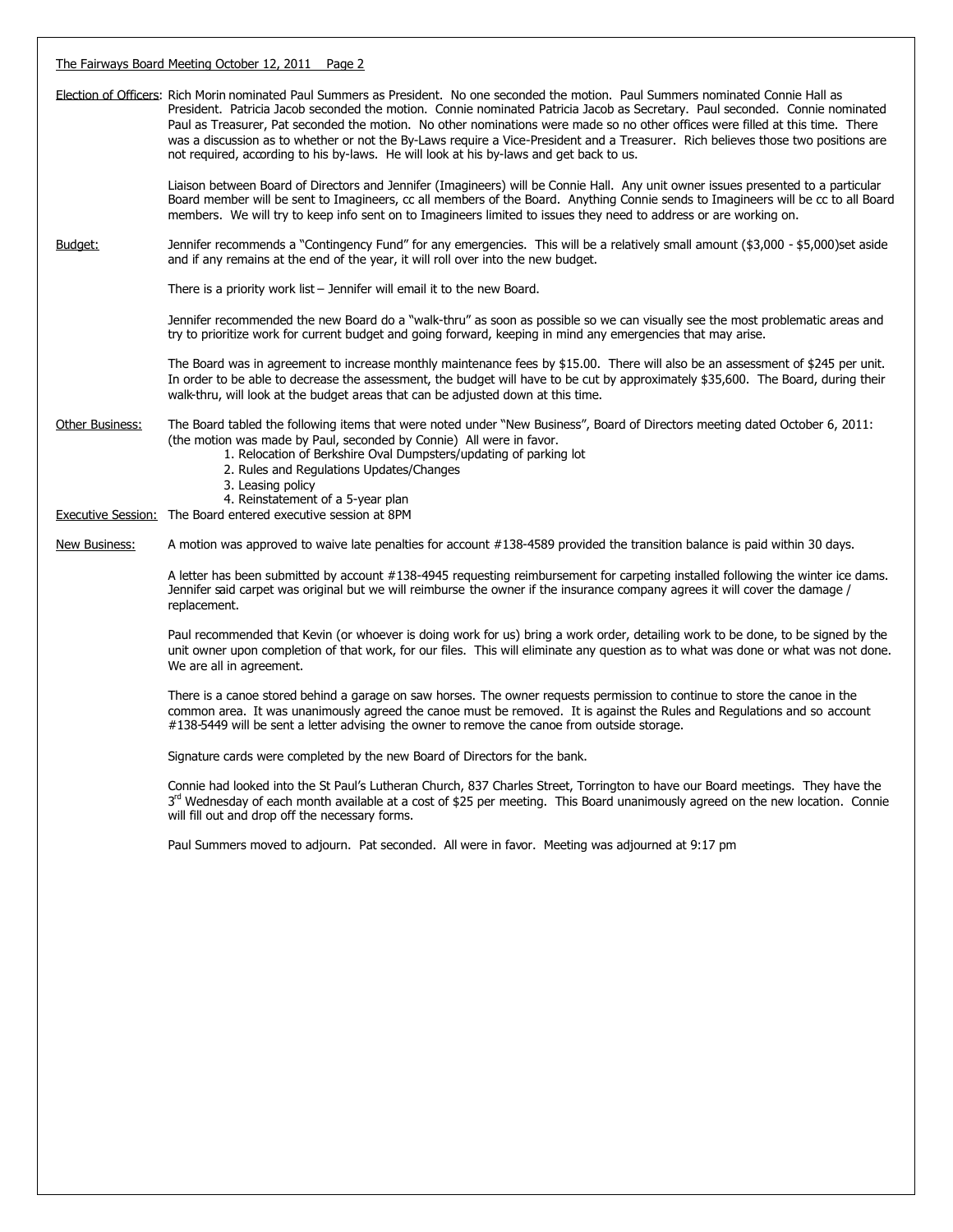The Fairways Board Meeting October 12, 2011 Page 2

Election of Officers: Rich Morin nominated Paul Summers as President. No one seconded the motion. Paul Summers nominated Connie Hall as President. Patricia Jacob seconded the motion. Connie nominated Patricia Jacob as Secretary. Paul seconded. Connie nominated Paul as Treasurer, Pat seconded the motion. No other nominations were made so no other offices were filled at this time. There was a discussion as to whether or not the By-Laws require a Vice-President and a Treasurer. Rich believes those two positions are not required, according to his by-laws. He will look at his by-laws and get back to us.

Liaison between Board of Directors and Jennifer (Imagineers) will be Connie Hall. Any unit owner issues presented to a particular Board member will be sent to Imagineers, cc all members of the Board. Anything Connie sends to Imagineers will be cc to all Board members. We will try to keep info sent on to Imagineers limited to issues they need to address or are working on.

Budget: Jennifer recommends a "Contingency Fund" for any emergencies. This will be a relatively small amount ($3,000 - $5,000)set aside and if any remains at the end of the year, it will roll over into the new budget.

There is a priority work list – Jennifer will email it to the new Board.

Jennifer recommended the new Board do a "walk-thru" as soon as possible so we can visually see the most problematic areas and try to prioritize work for current budget and going forward, keeping in mind any emergencies that may arise.

The Board was in agreement to increase monthly maintenance fees by $15.00. There will also be an assessment of $245 per unit. In order to be able to decrease the assessment, the budget will have to be cut by approximately $35,600. The Board, during their walk-thru, will look at the budget areas that can be adjusted down at this time.

Other Business: The Board tabled the following items that were noted under "New Business", Board of Directors meeting dated October 6, 2011: (the motion was made by Paul, seconded by Connie) All were in favor.

1. Relocation of Berkshire Oval Dumpsters/updating of parking lot
2. Rules and Regulations Updates/Changes
3. Leasing policy
4. Reinstatement of a 5-year plan

Executive Session: The Board entered executive session at 8PM

New Business: A motion was approved to waive late penalties for account #138-4589 provided the transition balance is paid within 30 days.

A letter has been submitted by account #138-4945 requesting reimbursement for carpeting installed following the winter ice dams. Jennifer said carpet was original but we will reimburse the owner if the insurance company agrees it will cover the damage / replacement.

Paul recommended that Kevin (or whoever is doing work for us) bring a work order, detailing work to be done, to be signed by the unit owner upon completion of that work, for our files. This will eliminate any question as to what was done or what was not done. We are all in agreement.

There is a canoe stored behind a garage on saw horses. The owner requests permission to continue to store the canoe in the common area. It was unanimously agreed the canoe must be removed. It is against the Rules and Regulations and so account #138-5449 will be sent a letter advising the owner to remove the canoe from outside storage.

Signature cards were completed by the new Board of Directors for the bank.

Connie had looked into the St Paul's Lutheran Church, 837 Charles Street, Torrington to have our Board meetings. They have the 3rd Wednesday of each month available at a cost of $25 per meeting. This Board unanimously agreed on the new location. Connie will fill out and drop off the necessary forms.

Paul Summers moved to adjourn. Pat seconded. All were in favor. Meeting was adjourned at 9:17 pm